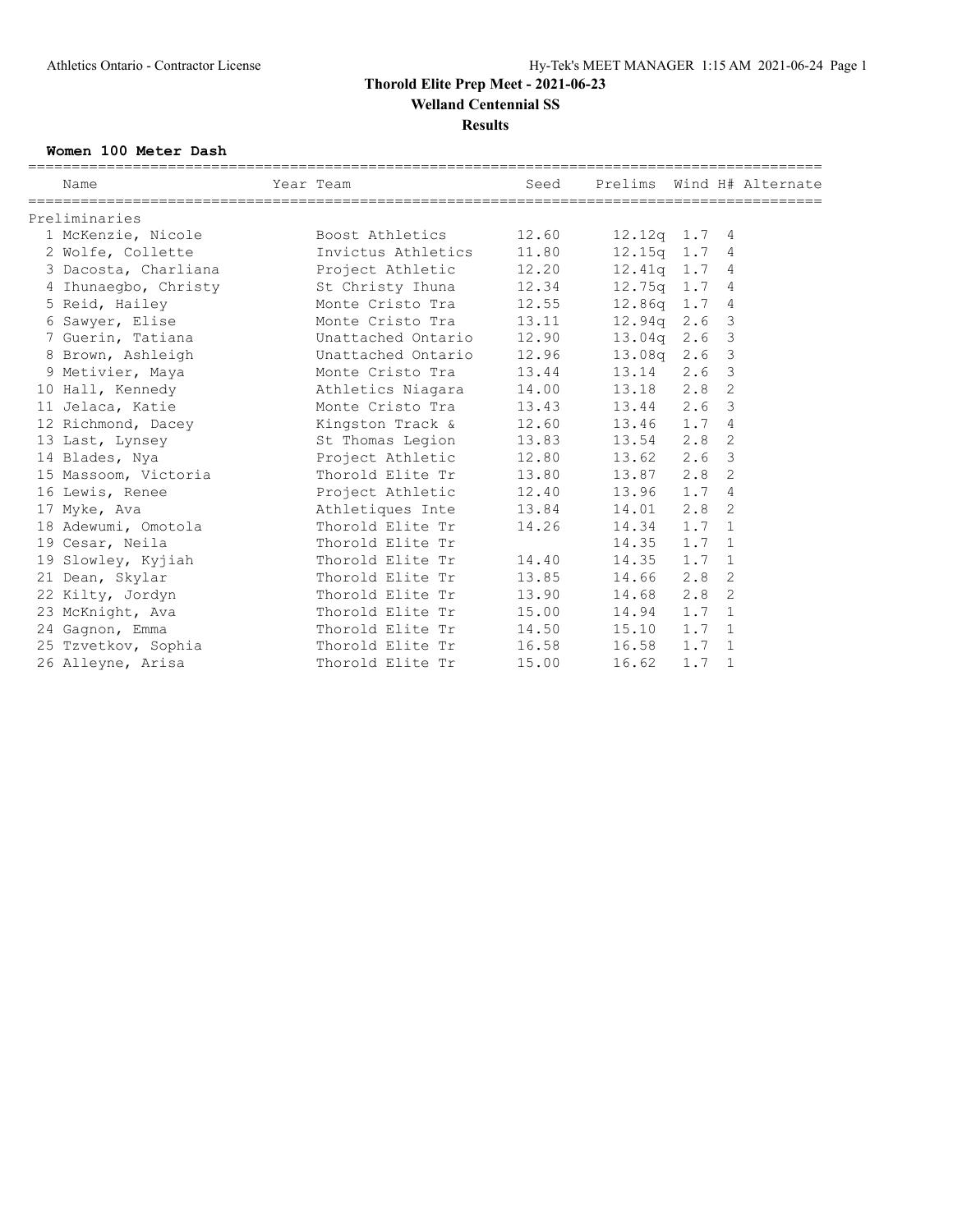# Thorold Elite Prep Meet - 2021-06-23

## Welland Centennial SS

### Results

**Women 100 Meter Dash**

| | Name | Year | Team | Seed | Prelims | Wind | H# | Alternate |
|---|---|---|---|---|---|---|---|---|
| Preliminaries | | | | | | | | |
| 1 | McKenzie, Nicole | | Boost Athletics | 12.60 | 12.12q | 1.7 | 4 | |
| 2 | Wolfe, Collette | | Invictus Athletics | 11.80 | 12.15q | 1.7 | 4 | |
| 3 | Dacosta, Charliana | | Project Athletic | 12.20 | 12.41q | 1.7 | 4 | |
| 4 | Ihunaegbo, Christy | | St Christy Ihuna | 12.34 | 12.75q | 1.7 | 4 | |
| 5 | Reid, Hailey | | Monte Cristo Tra | 12.55 | 12.86q | 1.7 | 4 | |
| 6 | Sawyer, Elise | | Monte Cristo Tra | 13.11 | 12.94q | 2.6 | 3 | |
| 7 | Guerin, Tatiana | | Unattached Ontario | 12.90 | 13.04q | 2.6 | 3 | |
| 8 | Brown, Ashleigh | | Unattached Ontario | 12.96 | 13.08q | 2.6 | 3 | |
| 9 | Metivier, Maya | | Monte Cristo Tra | 13.44 | 13.14 | 2.6 | 3 | |
| 10 | Hall, Kennedy | | Athletics Niagara | 14.00 | 13.18 | 2.8 | 2 | |
| 11 | Jelaca, Katie | | Monte Cristo Tra | 13.43 | 13.44 | 2.6 | 3 | |
| 12 | Richmond, Dacey | | Kingston Track & | 12.60 | 13.46 | 1.7 | 4 | |
| 13 | Last, Lynsey | | St Thomas Legion | 13.83 | 13.54 | 2.8 | 2 | |
| 14 | Blades, Nya | | Project Athletic | 12.80 | 13.62 | 2.6 | 3 | |
| 15 | Massoom, Victoria | | Thorold Elite Tr | 13.80 | 13.87 | 2.8 | 2 | |
| 16 | Lewis, Renee | | Project Athletic | 12.40 | 13.96 | 1.7 | 4 | |
| 17 | Myke, Ava | | Athletiques Inte | 13.84 | 14.01 | 2.8 | 2 | |
| 18 | Adewumi, Omotola | | Thorold Elite Tr | 14.26 | 14.34 | 1.7 | 1 | |
| 19 | Cesar, Neila | | Thorold Elite Tr | | 14.35 | 1.7 | 1 | |
| 19 | Slowley, Kyjiah | | Thorold Elite Tr | 14.40 | 14.35 | 1.7 | 1 | |
| 21 | Dean, Skylar | | Thorold Elite Tr | 13.85 | 14.66 | 2.8 | 2 | |
| 22 | Kilty, Jordyn | | Thorold Elite Tr | 13.90 | 14.68 | 2.8 | 2 | |
| 23 | McKnight, Ava | | Thorold Elite Tr | 15.00 | 14.94 | 1.7 | 1 | |
| 24 | Gagnon, Emma | | Thorold Elite Tr | 14.50 | 15.10 | 1.7 | 1 | |
| 25 | Tzvetkov, Sophia | | Thorold Elite Tr | 16.58 | 16.58 | 1.7 | 1 | |
| 26 | Alleyne, Arisa | | Thorold Elite Tr | 15.00 | 16.62 | 1.7 | 1 | |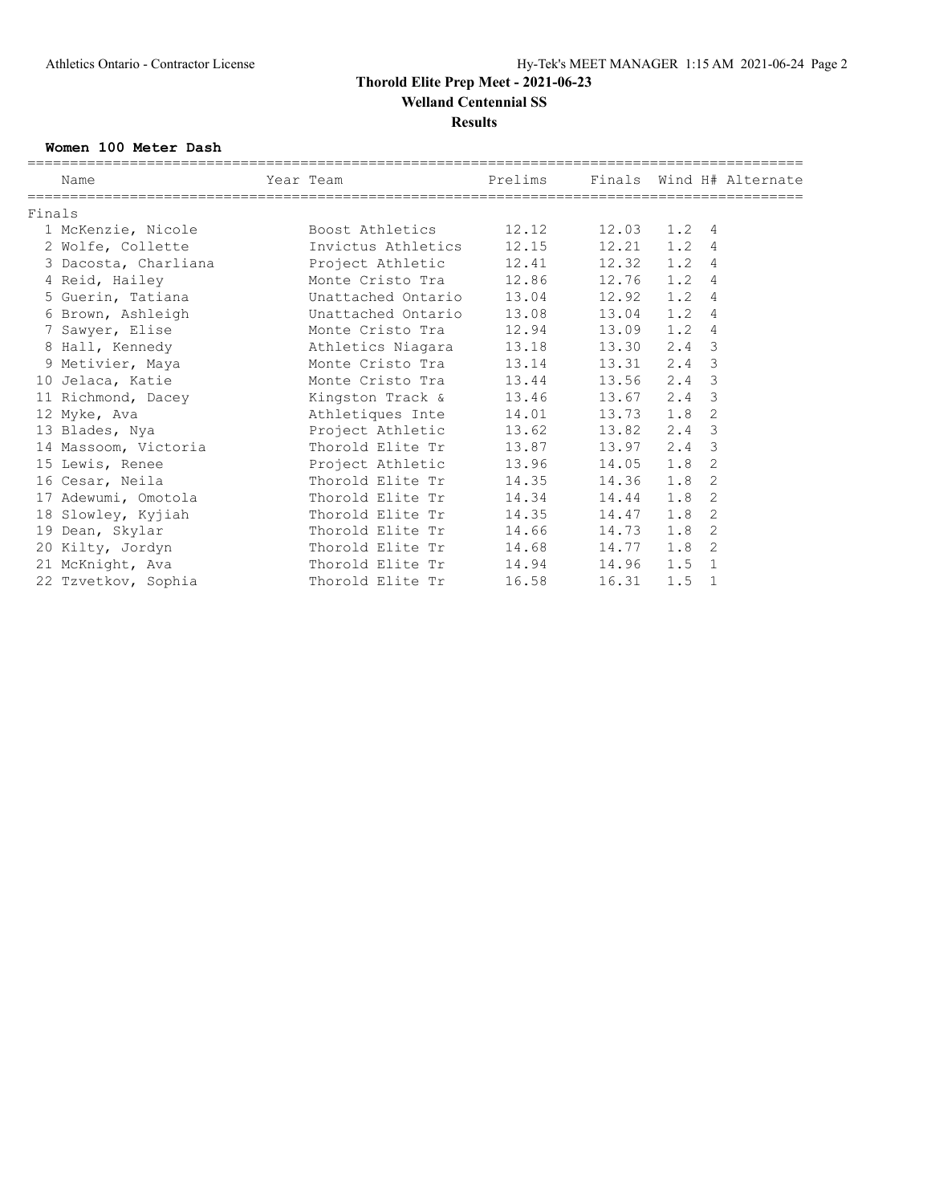# Thorold Elite Prep Meet - 2021-06-23

## Welland Centennial SS

### Results

**Women 100 Meter Dash**

Finals

| | Name | Year | Team | Prelims | Finals | Wind | H# | Alternate |
|---|---|---|---|---|---|---|---|---|
| 1 | McKenzie, Nicole | | Boost Athletics | 12.12 | 12.03 | 1.2 | 4 | |
| 2 | Wolfe, Collette | | Invictus Athletics | 12.15 | 12.21 | 1.2 | 4 | |
| 3 | Dacosta, Charliana | | Project Athletic | 12.41 | 12.32 | 1.2 | 4 | |
| 4 | Reid, Hailey | | Monte Cristo Tra | 12.86 | 12.76 | 1.2 | 4 | |
| 5 | Guerin, Tatiana | | Unattached Ontario | 13.04 | 12.92 | 1.2 | 4 | |
| 6 | Brown, Ashleigh | | Unattached Ontario | 13.08 | 13.04 | 1.2 | 4 | |
| 7 | Sawyer, Elise | | Monte Cristo Tra | 12.94 | 13.09 | 1.2 | 4 | |
| 8 | Hall, Kennedy | | Athletics Niagara | 13.18 | 13.30 | 2.4 | 3 | |
| 9 | Metivier, Maya | | Monte Cristo Tra | 13.14 | 13.31 | 2.4 | 3 | |
| 10 | Jelaca, Katie | | Monte Cristo Tra | 13.44 | 13.56 | 2.4 | 3 | |
| 11 | Richmond, Dacey | | Kingston Track & | 13.46 | 13.67 | 2.4 | 3 | |
| 12 | Myke, Ava | | Athletiques Inte | 14.01 | 13.73 | 1.8 | 2 | |
| 13 | Blades, Nya | | Project Athletic | 13.62 | 13.82 | 2.4 | 3 | |
| 14 | Massoom, Victoria | | Thorold Elite Tr | 13.87 | 13.97 | 2.4 | 3 | |
| 15 | Lewis, Renee | | Project Athletic | 13.96 | 14.05 | 1.8 | 2 | |
| 16 | Cesar, Neila | | Thorold Elite Tr | 14.35 | 14.36 | 1.8 | 2 | |
| 17 | Adewumi, Omotola | | Thorold Elite Tr | 14.34 | 14.44 | 1.8 | 2 | |
| 18 | Slowley, Kyjiah | | Thorold Elite Tr | 14.35 | 14.47 | 1.8 | 2 | |
| 19 | Dean, Skylar | | Thorold Elite Tr | 14.66 | 14.73 | 1.8 | 2 | |
| 20 | Kilty, Jordyn | | Thorold Elite Tr | 14.68 | 14.77 | 1.8 | 2 | |
| 21 | McKnight, Ava | | Thorold Elite Tr | 14.94 | 14.96 | 1.5 | 1 | |
| 22 | Tzvetkov, Sophia | | Thorold Elite Tr | 16.58 | 16.31 | 1.5 | 1 | |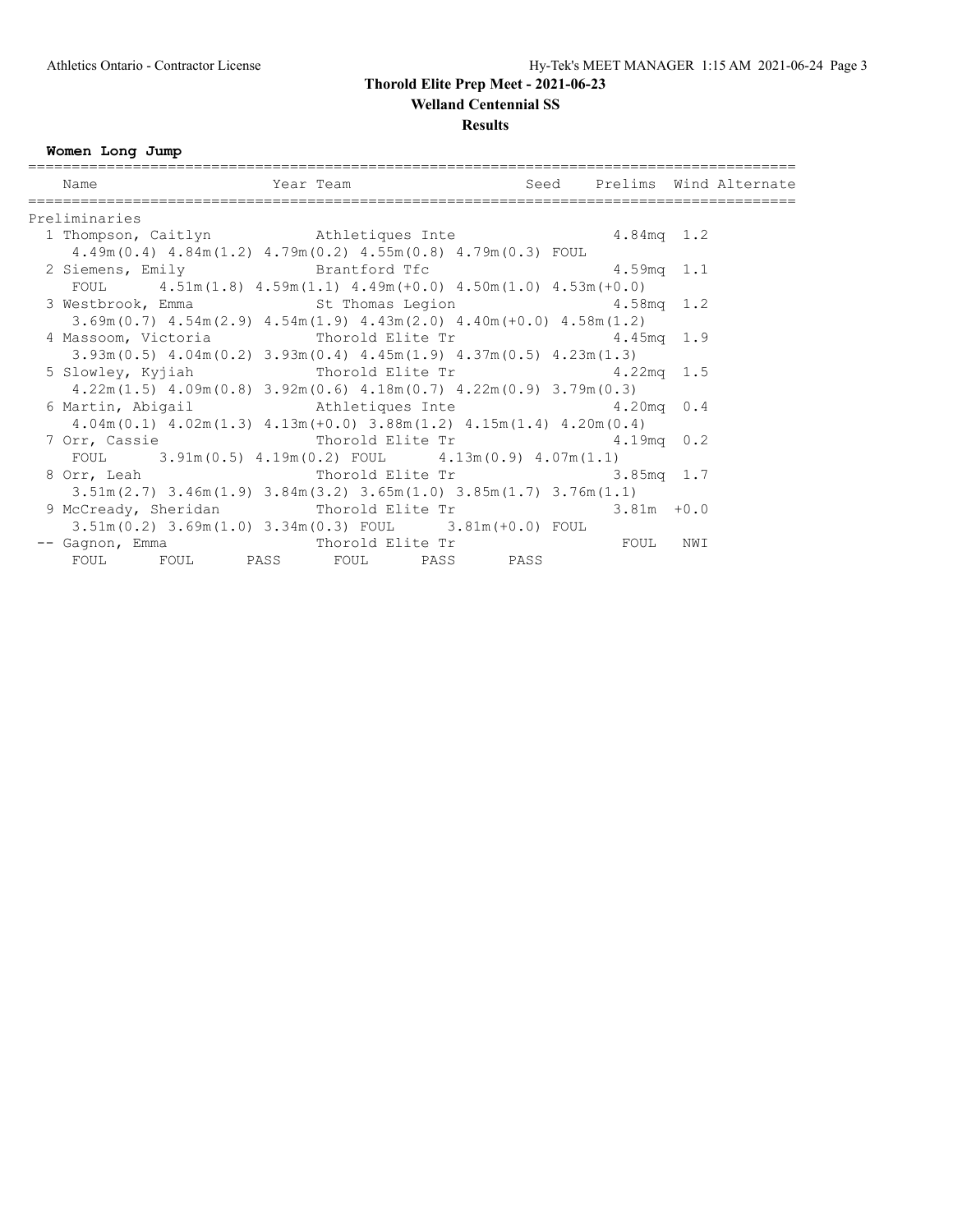# Thorold Elite Prep Meet - 2021-06-23

**Welland Centennial SS**

**Results**

**Women Long Jump**

| Name | Year | Team | Seed | Prelims | Wind | Alternate |
|---|---|---|---|---|---|---|
| Preliminaries | | | | | | |
| 1 Thompson, Caitlyn | | Athletiques Inte | | 4.84mq | 1.2 | |
| 4.49m(0.4) 4.84m(1.2) 4.79m(0.2) 4.55m(0.8) 4.79m(0.3) FOUL | | | | | | |
| 2 Siemens, Emily | | Brantford Tfc | | 4.59mq | 1.1 | |
| FOUL 4.51m(1.8) 4.59m(1.1) 4.49m(+0.0) 4.50m(1.0) 4.53m(+0.0) | | | | | | |
| 3 Westbrook, Emma | | St Thomas Legion | | 4.58mq | 1.2 | |
| 3.69m(0.7) 4.54m(2.9) 4.54m(1.9) 4.43m(2.0) 4.40m(+0.0) 4.58m(1.2) | | | | | | |
| 4 Massoom, Victoria | | Thorold Elite Tr | | 4.45mq | 1.9 | |
| 3.93m(0.5) 4.04m(0.2) 3.93m(0.4) 4.45m(1.9) 4.37m(0.5) 4.23m(1.3) | | | | | | |
| 5 Slowley, Kyjiah | | Thorold Elite Tr | | 4.22mq | 1.5 | |
| 4.22m(1.5) 4.09m(0.8) 3.92m(0.6) 4.18m(0.7) 4.22m(0.9) 3.79m(0.3) | | | | | | |
| 6 Martin, Abigail | | Athletiques Inte | | 4.20mq | 0.4 | |
| 4.04m(0.1) 4.02m(1.3) 4.13m(+0.0) 3.88m(1.2) 4.15m(1.4) 4.20m(0.4) | | | | | | |
| 7 Orr, Cassie | | Thorold Elite Tr | | 4.19mq | 0.2 | |
| FOUL 3.91m(0.5) 4.19m(0.2) FOUL 4.13m(0.9) 4.07m(1.1) | | | | | | |
| 8 Orr, Leah | | Thorold Elite Tr | | 3.85mq | 1.7 | |
| 3.51m(2.7) 3.46m(1.9) 3.84m(3.2) 3.65m(1.0) 3.85m(1.7) 3.76m(1.1) | | | | | | |
| 9 McCready, Sheridan | | Thorold Elite Tr | | 3.81m | +0.0 | |
| 3.51m(0.2) 3.69m(1.0) 3.34m(0.3) FOUL 3.81m(+0.0) FOUL | | | | | | |
| -- Gagnon, Emma | | Thorold Elite Tr | | FOUL | NWI | |
| FOUL FOUL PASS FOUL PASS PASS | | | | | | |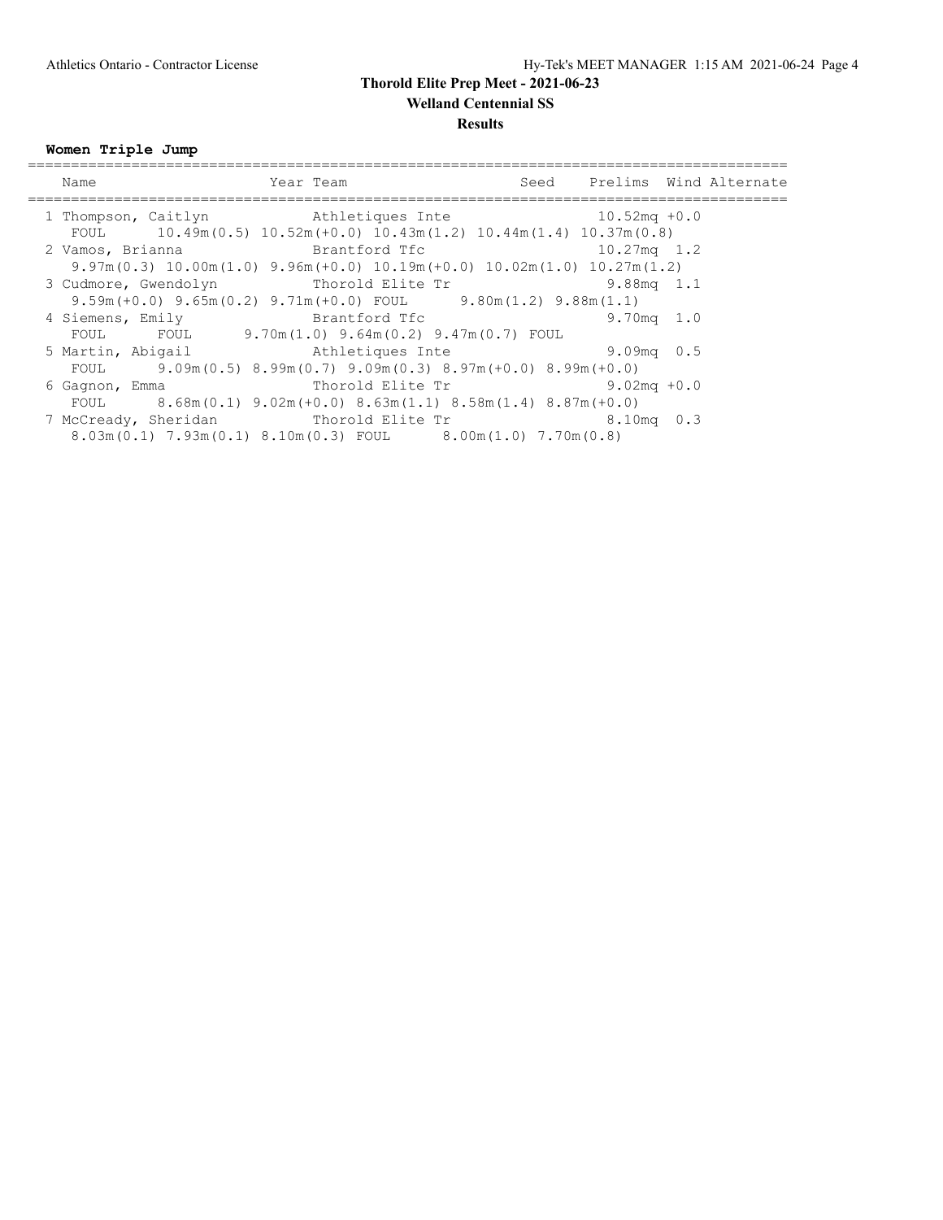# Thorold Elite Prep Meet - 2021-06-23

## Welland Centennial SS

### Results

**Women Triple Jump**

| Name | Year | Team | Seed | Prelims | Wind | Alternate |
|---|---|---|---|---|---|---|
| 1 Thompson, Caitlyn | | Athletiques Inte | | 10.52mq | +0.0 | |
| FOUL 10.49m(0.5) 10.52m(+0.0) 10.43m(1.2) 10.44m(1.4) 10.37m(0.8) | | | | | | |
| 2 Vamos, Brianna | | Brantford Tfc | | 10.27mq | 1.2 | |
| 9.97m(0.3) 10.00m(1.0) 9.96m(+0.0) 10.19m(+0.0) 10.02m(1.0) 10.27m(1.2) | | | | | | |
| 3 Cudmore, Gwendolyn | | Thorold Elite Tr | | 9.88mq | 1.1 | |
| 9.59m(+0.0) 9.65m(0.2) 9.71m(+0.0) FOUL 9.80m(1.2) 9.88m(1.1) | | | | | | |
| 4 Siemens, Emily | | Brantford Tfc | | 9.70mq | 1.0 | |
| FOUL FOUL 9.70m(1.0) 9.64m(0.2) 9.47m(0.7) FOUL | | | | | | |
| 5 Martin, Abigail | | Athletiques Inte | | 9.09mq | 0.5 | |
| FOUL 9.09m(0.5) 8.99m(0.7) 9.09m(0.3) 8.97m(+0.0) 8.99m(+0.0) | | | | | | |
| 6 Gagnon, Emma | | Thorold Elite Tr | | 9.02mq | +0.0 | |
| FOUL 8.68m(0.1) 9.02m(+0.0) 8.63m(1.1) 8.58m(1.4) 8.87m(+0.0) | | | | | | |
| 7 McCready, Sheridan | | Thorold Elite Tr | | 8.10mq | 0.3 | |
| 8.03m(0.1) 7.93m(0.1) 8.10m(0.3) FOUL 8.00m(1.0) 7.70m(0.8) | | | | | | |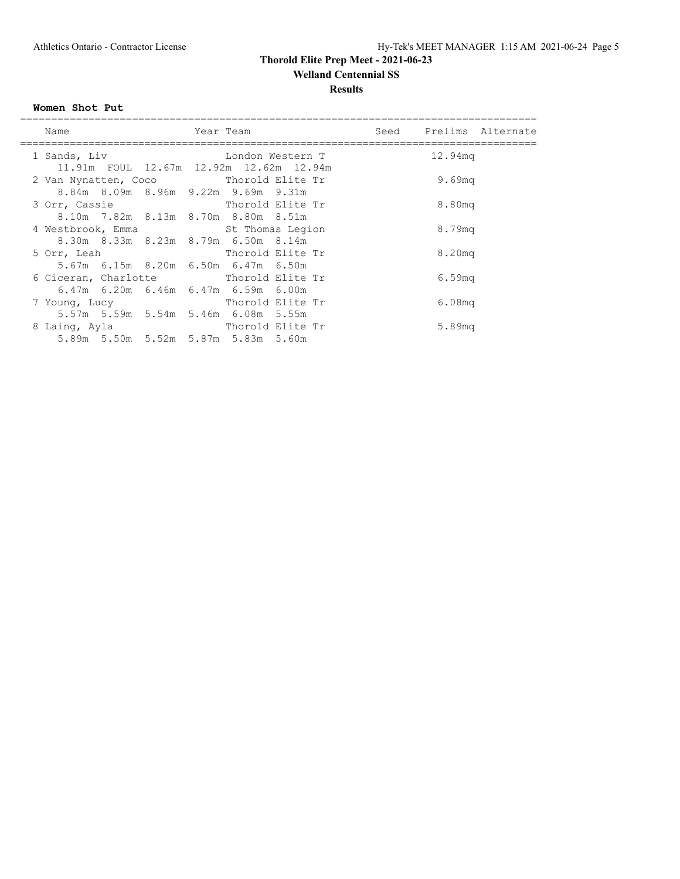# Thorold Elite Prep Meet - 2021-06-23

## Welland Centennial SS

### Results

**Women Shot Put**

| Name | Year Team | Seed | Prelims | Alternate |
|---|---|---|---|---|
| 1 Sands, Liv | London Western T | | 12.94mq | |
| 11.91m FOUL 12.67m 12.92m 12.62m 12.94m | | | | |
| 2 Van Nynatten, Coco | Thorold Elite Tr | | 9.69mq | |
| 8.84m 8.09m 8.96m 9.22m 9.69m 9.31m | | | | |
| 3 Orr, Cassie | Thorold Elite Tr | | 8.80mq | |
| 8.10m 7.82m 8.13m 8.70m 8.80m 8.51m | | | | |
| 4 Westbrook, Emma | St Thomas Legion | | 8.79mq | |
| 8.30m 8.33m 8.23m 8.79m 6.50m 8.14m | | | | |
| 5 Orr, Leah | Thorold Elite Tr | | 8.20mq | |
| 5.67m 6.15m 8.20m 6.50m 6.47m 6.50m | | | | |
| 6 Ciceran, Charlotte | Thorold Elite Tr | | 6.59mq | |
| 6.47m 6.20m 6.46m 6.47m 6.59m 6.00m | | | | |
| 7 Young, Lucy | Thorold Elite Tr | | 6.08mq | |
| 5.57m 5.59m 5.54m 5.46m 6.08m 5.55m | | | | |
| 8 Laing, Ayla | Thorold Elite Tr | | 5.89mq | |
| 5.89m 5.50m 5.52m 5.87m 5.83m 5.60m | | | | |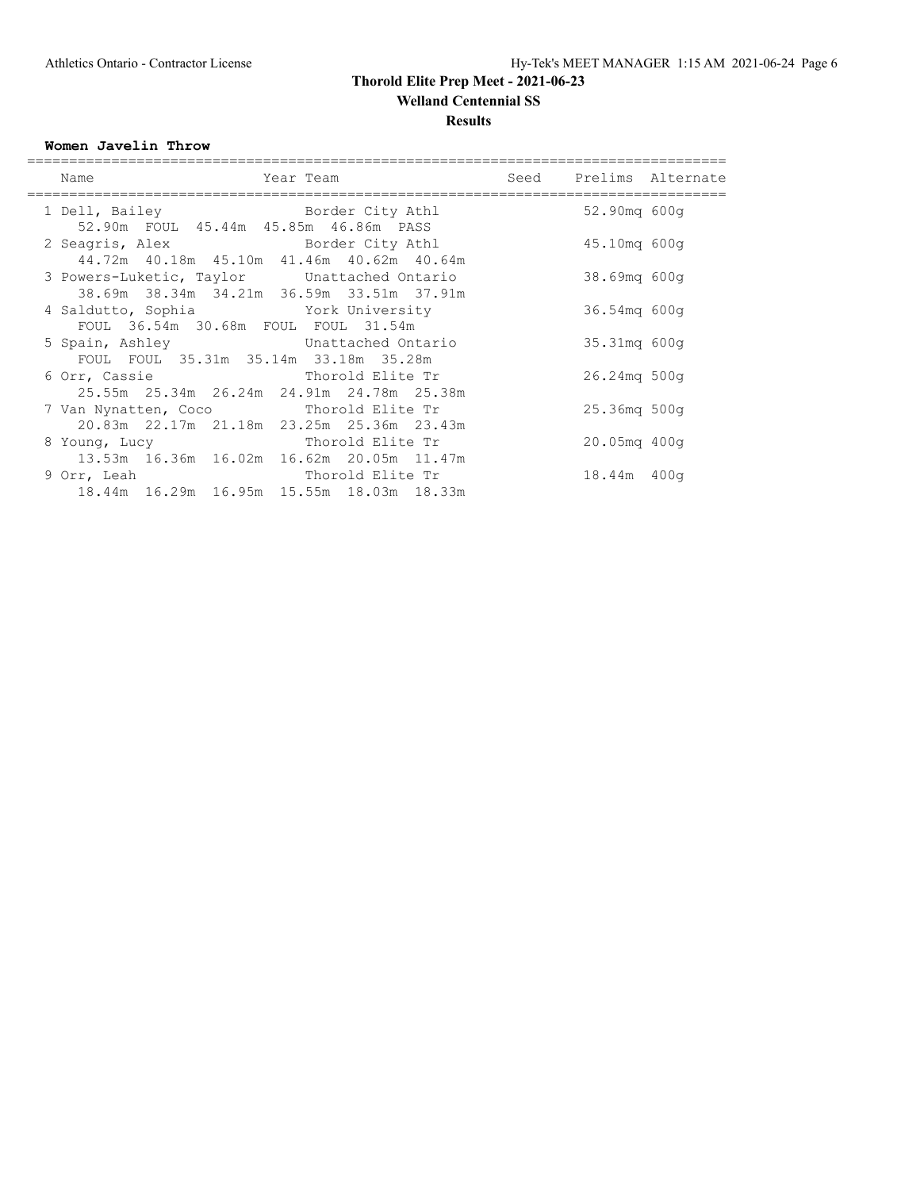# Thorold Elite Prep Meet - 2021-06-23

## Welland Centennial SS

### Results

**Women Javelin Throw**

| Place | Name | Year | Team | Seed | Prelims | Alternate |
|---|---|---|---|---|---|---|
| 1 | Dell, Bailey | | Border City Athl | | 52.90mq | 600g |
| | 52.90m FOUL 45.44m 45.85m 46.86m PASS | | | | | |
| 2 | Seagris, Alex | | Border City Athl | | 45.10mq | 600g |
| | 44.72m 40.18m 45.10m 41.46m 40.62m 40.64m | | | | | |
| 3 | Powers-Luketic, Taylor | | Unattached Ontario | | 38.69mq | 600g |
| | 38.69m 38.34m 34.21m 36.59m 33.51m 37.91m | | | | | |
| 4 | Saldutto, Sophia | | York University | | 36.54mq | 600g |
| | FOUL 36.54m 30.68m FOUL FOUL 31.54m | | | | | |
| 5 | Spain, Ashley | | Unattached Ontario | | 35.31mq | 600g |
| | FOUL FOUL 35.31m 35.14m 33.18m 35.28m | | | | | |
| 6 | Orr, Cassie | | Thorold Elite Tr | | 26.24mq | 500g |
| | 25.55m 25.34m 26.24m 24.91m 24.78m 25.38m | | | | | |
| 7 | Van Nynatten, Coco | | Thorold Elite Tr | | 25.36mq | 500g |
| | 20.83m 22.17m 21.18m 23.25m 25.36m 23.43m | | | | | |
| 8 | Young, Lucy | | Thorold Elite Tr | | 20.05mq | 400g |
| | 13.53m 16.36m 16.02m 16.62m 20.05m 11.47m | | | | | |
| 9 | Orr, Leah | | Thorold Elite Tr | | 18.44m | 400g |
| | 18.44m 16.29m 16.95m 15.55m 18.03m 18.33m | | | | | |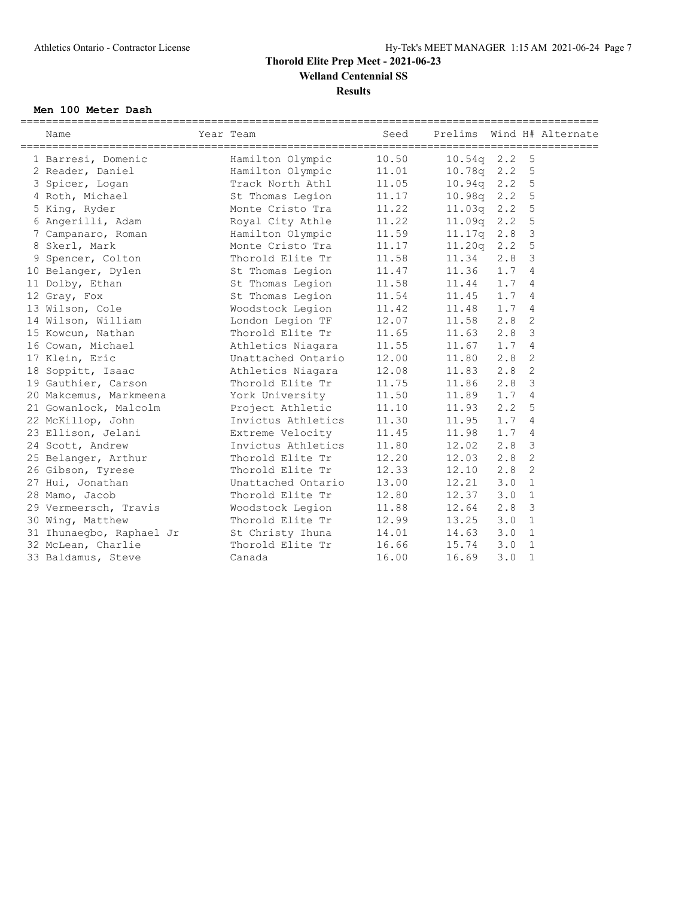# Thorold Elite Prep Meet - 2021-06-23

## Welland Centennial SS

### Results

**Men 100 Meter Dash**

| | Name | Year | Team | Seed | Prelims | Wind | H# | Alternate |
|---|---|---|---|---|---|---|---|---|
| 1 | Barresi, Domenic | | Hamilton Olympic | 10.50 | 10.54q | 2.2 | 5 | |
| 2 | Reader, Daniel | | Hamilton Olympic | 11.01 | 10.78q | 2.2 | 5 | |
| 3 | Spicer, Logan | | Track North Athl | 11.05 | 10.94q | 2.2 | 5 | |
| 4 | Roth, Michael | | St Thomas Legion | 11.17 | 10.98q | 2.2 | 5 | |
| 5 | King, Ryder | | Monte Cristo Tra | 11.22 | 11.03q | 2.2 | 5 | |
| 6 | Angerilli, Adam | | Royal City Athle | 11.22 | 11.09q | 2.2 | 5 | |
| 7 | Campanaro, Roman | | Hamilton Olympic | 11.59 | 11.17q | 2.8 | 3 | |
| 8 | Skerl, Mark | | Monte Cristo Tra | 11.17 | 11.20q | 2.2 | 5 | |
| 9 | Spencer, Colton | | Thorold Elite Tr | 11.58 | 11.34 | 2.8 | 3 | |
| 10 | Belanger, Dylen | | St Thomas Legion | 11.47 | 11.36 | 1.7 | 4 | |
| 11 | Dolby, Ethan | | St Thomas Legion | 11.58 | 11.44 | 1.7 | 4 | |
| 12 | Gray, Fox | | St Thomas Legion | 11.54 | 11.45 | 1.7 | 4 | |
| 13 | Wilson, Cole | | Woodstock Legion | 11.42 | 11.48 | 1.7 | 4 | |
| 14 | Wilson, William | | London Legion TF | 12.07 | 11.58 | 2.8 | 2 | |
| 15 | Kowcun, Nathan | | Thorold Elite Tr | 11.65 | 11.63 | 2.8 | 3 | |
| 16 | Cowan, Michael | | Athletics Niagara | 11.55 | 11.67 | 1.7 | 4 | |
| 17 | Klein, Eric | | Unattached Ontario | 12.00 | 11.80 | 2.8 | 2 | |
| 18 | Soppitt, Isaac | | Athletics Niagara | 12.08 | 11.83 | 2.8 | 2 | |
| 19 | Gauthier, Carson | | Thorold Elite Tr | 11.75 | 11.86 | 2.8 | 3 | |
| 20 | Makcemus, Markmeena | | York University | 11.50 | 11.89 | 1.7 | 4 | |
| 21 | Gowanlock, Malcolm | | Project Athletic | 11.10 | 11.93 | 2.2 | 5 | |
| 22 | McKillop, John | | Invictus Athletics | 11.30 | 11.95 | 1.7 | 4 | |
| 23 | Ellison, Jelani | | Extreme Velocity | 11.45 | 11.98 | 1.7 | 4 | |
| 24 | Scott, Andrew | | Invictus Athletics | 11.80 | 12.02 | 2.8 | 3 | |
| 25 | Belanger, Arthur | | Thorold Elite Tr | 12.20 | 12.03 | 2.8 | 2 | |
| 26 | Gibson, Tyrese | | Thorold Elite Tr | 12.33 | 12.10 | 2.8 | 2 | |
| 27 | Hui, Jonathan | | Unattached Ontario | 13.00 | 12.21 | 3.0 | 1 | |
| 28 | Mamo, Jacob | | Thorold Elite Tr | 12.80 | 12.37 | 3.0 | 1 | |
| 29 | Vermeersch, Travis | | Woodstock Legion | 11.88 | 12.64 | 2.8 | 3 | |
| 30 | Wing, Matthew | | Thorold Elite Tr | 12.99 | 13.25 | 3.0 | 1 | |
| 31 | Ihunaegbo, Raphael Jr | | St Christy Ihuna | 14.01 | 14.63 | 3.0 | 1 | |
| 32 | McLean, Charlie | | Thorold Elite Tr | 16.66 | 15.74 | 3.0 | 1 | |
| 33 | Baldamus, Steve | | Canada | 16.00 | 16.69 | 3.0 | 1 | |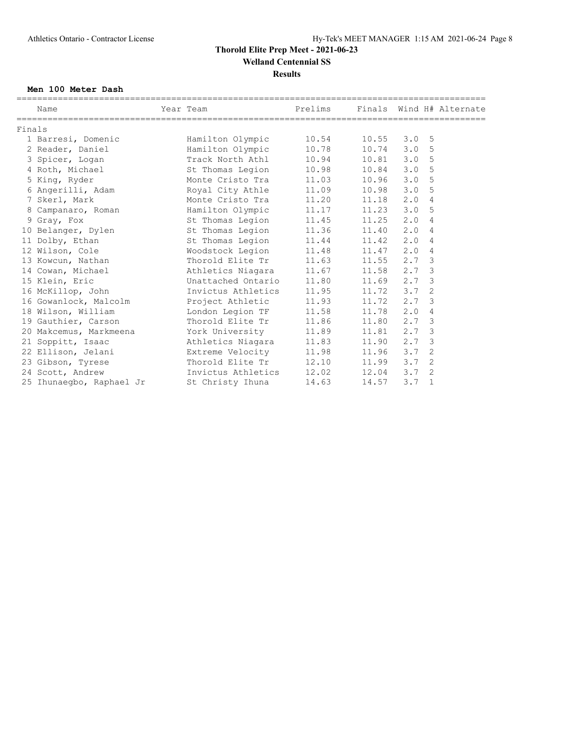# Thorold Elite Prep Meet - 2021-06-23

## Welland Centennial SS

### Results

**Men 100 Meter Dash**

| | Name | Year | Team | Prelims | Finals | Wind | H# | Alternate |
|---|---|---|---|---|---|---|---|---|
| **Finals** | | | | | | | | |
| 1 | Barresi, Domenic | | Hamilton Olympic | 10.54 | 10.55 | 3.0 | 5 | |
| 2 | Reader, Daniel | | Hamilton Olympic | 10.78 | 10.74 | 3.0 | 5 | |
| 3 | Spicer, Logan | | Track North Athl | 10.94 | 10.81 | 3.0 | 5 | |
| 4 | Roth, Michael | | St Thomas Legion | 10.98 | 10.84 | 3.0 | 5 | |
| 5 | King, Ryder | | Monte Cristo Tra | 11.03 | 10.96 | 3.0 | 5 | |
| 6 | Angerilli, Adam | | Royal City Athle | 11.09 | 10.98 | 3.0 | 5 | |
| 7 | Skerl, Mark | | Monte Cristo Tra | 11.20 | 11.18 | 2.0 | 4 | |
| 8 | Campanaro, Roman | | Hamilton Olympic | 11.17 | 11.23 | 3.0 | 5 | |
| 9 | Gray, Fox | | St Thomas Legion | 11.45 | 11.25 | 2.0 | 4 | |
| 10 | Belanger, Dylen | | St Thomas Legion | 11.36 | 11.40 | 2.0 | 4 | |
| 11 | Dolby, Ethan | | St Thomas Legion | 11.44 | 11.42 | 2.0 | 4 | |
| 12 | Wilson, Cole | | Woodstock Legion | 11.48 | 11.47 | 2.0 | 4 | |
| 13 | Kowcun, Nathan | | Thorold Elite Tr | 11.63 | 11.55 | 2.7 | 3 | |
| 14 | Cowan, Michael | | Athletics Niagara | 11.67 | 11.58 | 2.7 | 3 | |
| 15 | Klein, Eric | | Unattached Ontario | 11.80 | 11.69 | 2.7 | 3 | |
| 16 | McKillop, John | | Invictus Athletics | 11.95 | 11.72 | 3.7 | 2 | |
| 16 | Gowanlock, Malcolm | | Project Athletic | 11.93 | 11.72 | 2.7 | 3 | |
| 18 | Wilson, William | | London Legion TF | 11.58 | 11.78 | 2.0 | 4 | |
| 19 | Gauthier, Carson | | Thorold Elite Tr | 11.86 | 11.80 | 2.7 | 3 | |
| 20 | Makcemus, Markmeena | | York University | 11.89 | 11.81 | 2.7 | 3 | |
| 21 | Soppitt, Isaac | | Athletics Niagara | 11.83 | 11.90 | 2.7 | 3 | |
| 22 | Ellison, Jelani | | Extreme Velocity | 11.98 | 11.96 | 3.7 | 2 | |
| 23 | Gibson, Tyrese | | Thorold Elite Tr | 12.10 | 11.99 | 3.7 | 2 | |
| 24 | Scott, Andrew | | Invictus Athletics | 12.02 | 12.04 | 3.7 | 2 | |
| 25 | Ihunaegbo, Raphael Jr | | St Christy Ihuna | 14.63 | 14.57 | 3.7 | 1 | |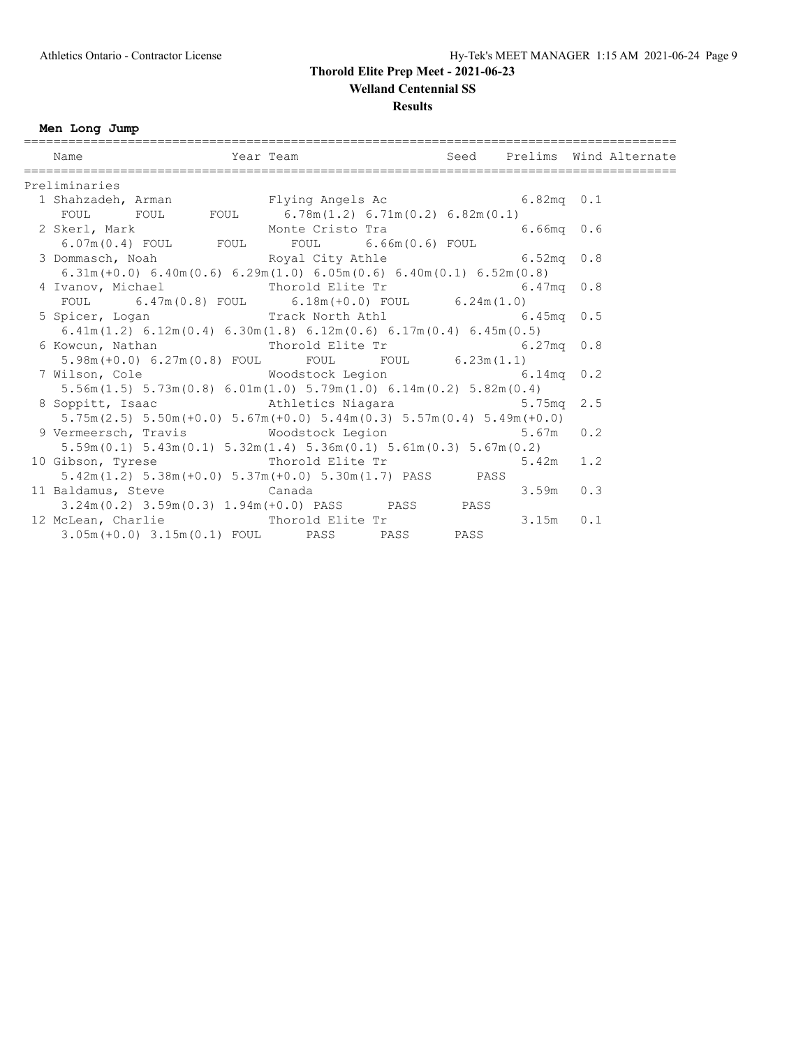# Thorold Elite Prep Meet - 2021-06-23

## Welland Centennial SS

### Results

**Men Long Jump**

```
===================================================================================
    Name                    Year Team                      Seed    Prelims  Wind Alternate
===================================================================================
Preliminaries
  1 Shahzadeh, Arman             Flying Angels Ac                     6.82mq  0.1
     FOUL      FOUL      FOUL      6.78m(1.2) 6.71m(0.2) 6.82m(0.1)
  2 Skerl, Mark                  Monte Cristo Tra                     6.66mq  0.6
     6.07m(0.4) FOUL      FOUL      FOUL      6.66m(0.6) FOUL
  3 Dommasch, Noah               Royal City Athle                     6.52mq  0.8
     6.31m(+0.0) 6.40m(0.6) 6.29m(1.0) 6.05m(0.6) 6.40m(0.1) 6.52m(0.8)
  4 Ivanov, Michael              Thorold Elite Tr                     6.47mq  0.8
     FOUL      6.47m(0.8) FOUL      6.18m(+0.0) FOUL      6.24m(1.0)
  5 Spicer, Logan                Track North Athl                     6.45mq  0.5
     6.41m(1.2) 6.12m(0.4) 6.30m(1.8) 6.12m(0.6) 6.17m(0.4) 6.45m(0.5)
  6 Kowcun, Nathan               Thorold Elite Tr                     6.27mq  0.8
     5.98m(+0.0) 6.27m(0.8) FOUL      FOUL      FOUL      6.23m(1.1)
  7 Wilson, Cole                 Woodstock Legion                     6.14mq  0.2
     5.56m(1.5) 5.73m(0.8) 6.01m(1.0) 5.79m(1.0) 6.14m(0.2) 5.82m(0.4)
  8 Soppitt, Isaac               Athletics Niagara                    5.75mq  2.5
     5.75m(2.5) 5.50m(+0.0) 5.67m(+0.0) 5.44m(0.3) 5.57m(0.4) 5.49m(+0.0)
  9 Vermeersch, Travis           Woodstock Legion                     5.67m   0.2
     5.59m(0.1) 5.43m(0.1) 5.32m(1.4) 5.36m(0.1) 5.61m(0.3) 5.67m(0.2)
 10 Gibson, Tyrese               Thorold Elite Tr                     5.42m   1.2
     5.42m(1.2) 5.38m(+0.0) 5.37m(+0.0) 5.30m(1.7) PASS      PASS
 11 Baldamus, Steve              Canada                               3.59m   0.3
     3.24m(0.2) 3.59m(0.3) 1.94m(+0.0) PASS      PASS      PASS
 12 McLean, Charlie              Thorold Elite Tr                     3.15m   0.1
     3.05m(+0.0) 3.15m(0.1) FOUL      PASS      PASS      PASS
```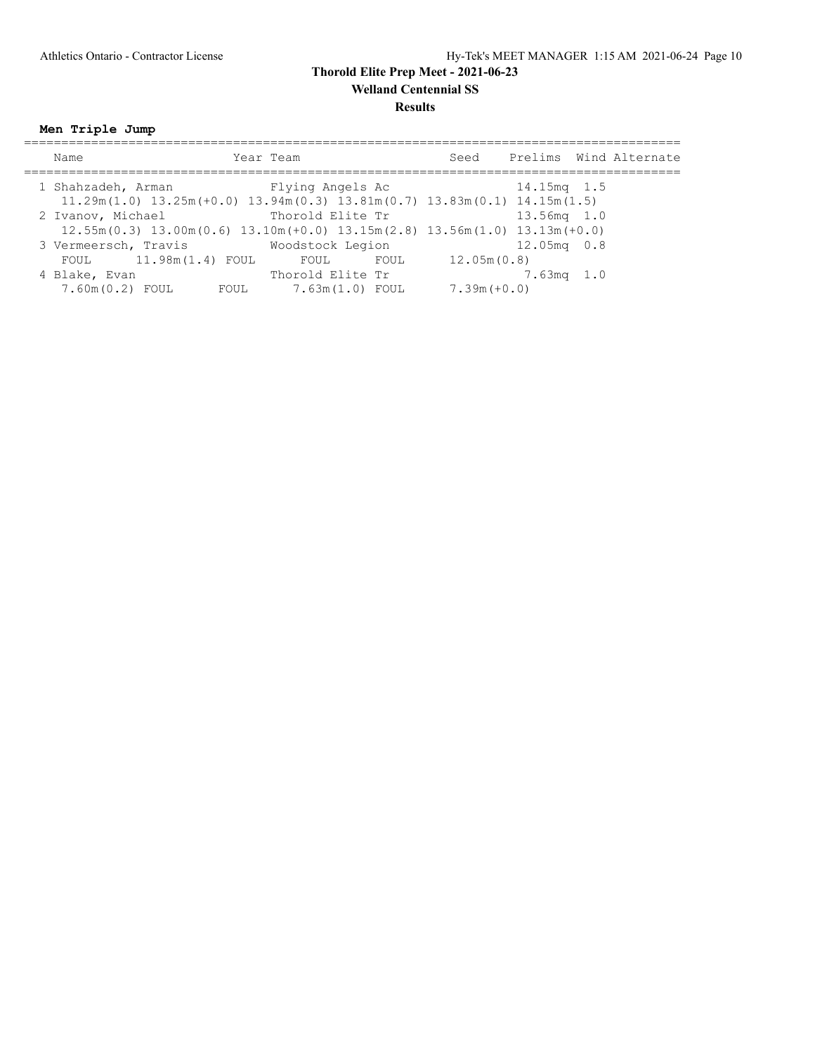# Thorold Elite Prep Meet - 2021-06-23

## Welland Centennial SS

## Results

### Men Triple Jump

| Name | Year | Team | Seed | Prelims | Wind | Alternate |
|---|---|---|---|---|---|---|
| 1 Shahzadeh, Arman | | Flying Angels Ac | | 14.15mq | 1.5 | |
| 11.29m(1.0) 13.25m(+0.0) 13.94m(0.3) 13.81m(0.7) 13.83m(0.1) 14.15m(1.5) | | | | | | |
| 2 Ivanov, Michael | | Thorold Elite Tr | | 13.56mq | 1.0 | |
| 12.55m(0.3) 13.00m(0.6) 13.10m(+0.0) 13.15m(2.8) 13.56m(1.0) 13.13m(+0.0) | | | | | | |
| 3 Vermeersch, Travis | | Woodstock Legion | | 12.05mq | 0.8 | |
| FOUL 11.98m(1.4) FOUL FOUL FOUL 12.05m(0.8) | | | | | | |
| 4 Blake, Evan | | Thorold Elite Tr | | 7.63mq | 1.0 | |
| 7.60m(0.2) FOUL FOUL 7.63m(1.0) FOUL 7.39m(+0.0) | | | | | | |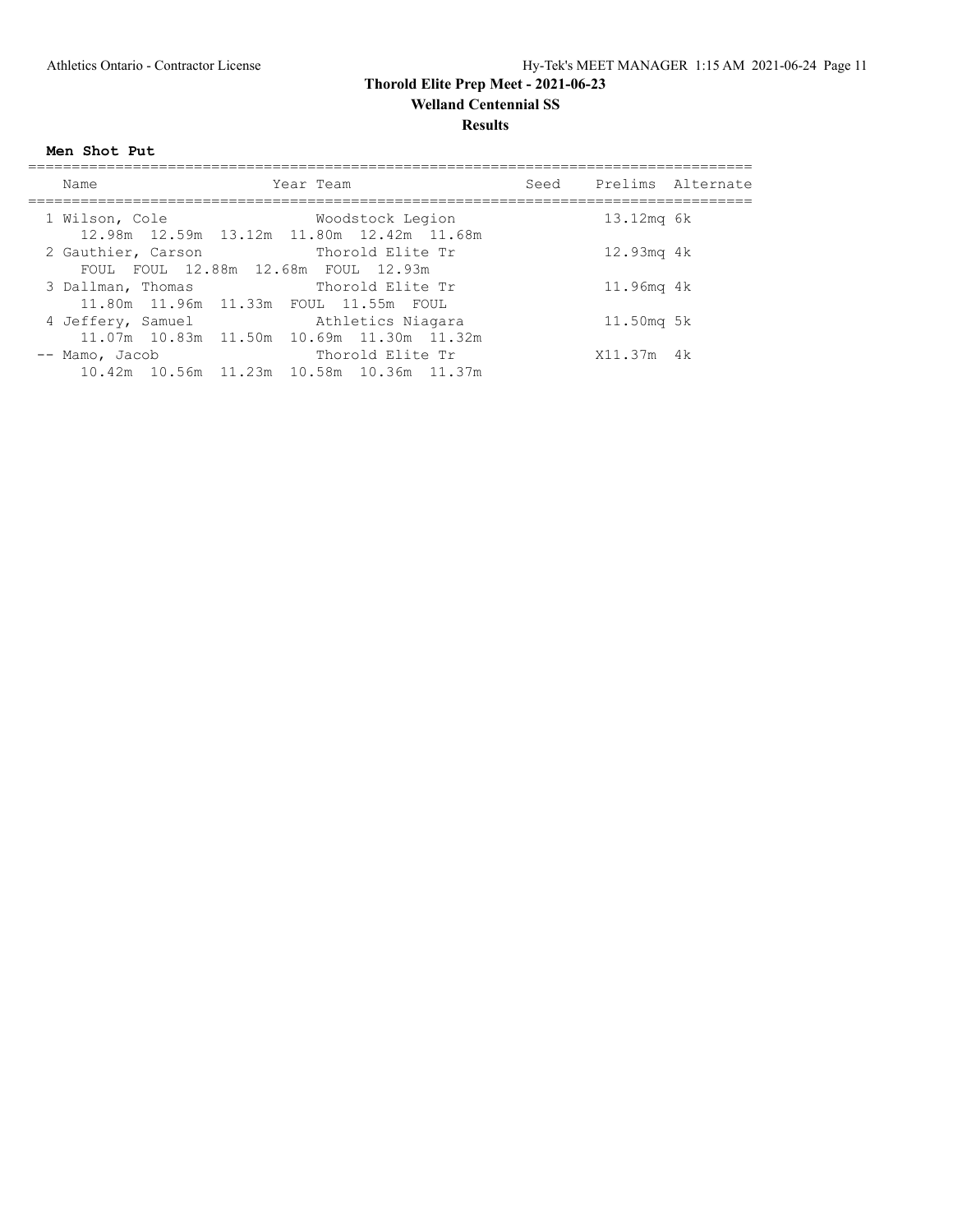# Thorold Elite Prep Meet - 2021-06-23

## Welland Centennial SS

### Results

**Men Shot Put**

| Name | Year | Team | Seed | Prelims | Alternate |
|---|---|---|---|---|---|
| 1 Wilson, Cole | | Woodstock Legion | | 13.12mq | 6k |
| 12.98m 12.59m 13.12m 11.80m 12.42m 11.68m | | | | | |
| 2 Gauthier, Carson | | Thorold Elite Tr | | 12.93mq | 4k |
| FOUL FOUL 12.88m 12.68m FOUL 12.93m | | | | | |
| 3 Dallman, Thomas | | Thorold Elite Tr | | 11.96mq | 4k |
| 11.80m 11.96m 11.33m FOUL 11.55m FOUL | | | | | |
| 4 Jeffery, Samuel | | Athletics Niagara | | 11.50mq | 5k |
| 11.07m 10.83m 11.50m 10.69m 11.30m 11.32m | | | | | |
| -- Mamo, Jacob | | Thorold Elite Tr | | X11.37m | 4k |
| 10.42m 10.56m 11.23m 10.58m 10.36m 11.37m | | | | | |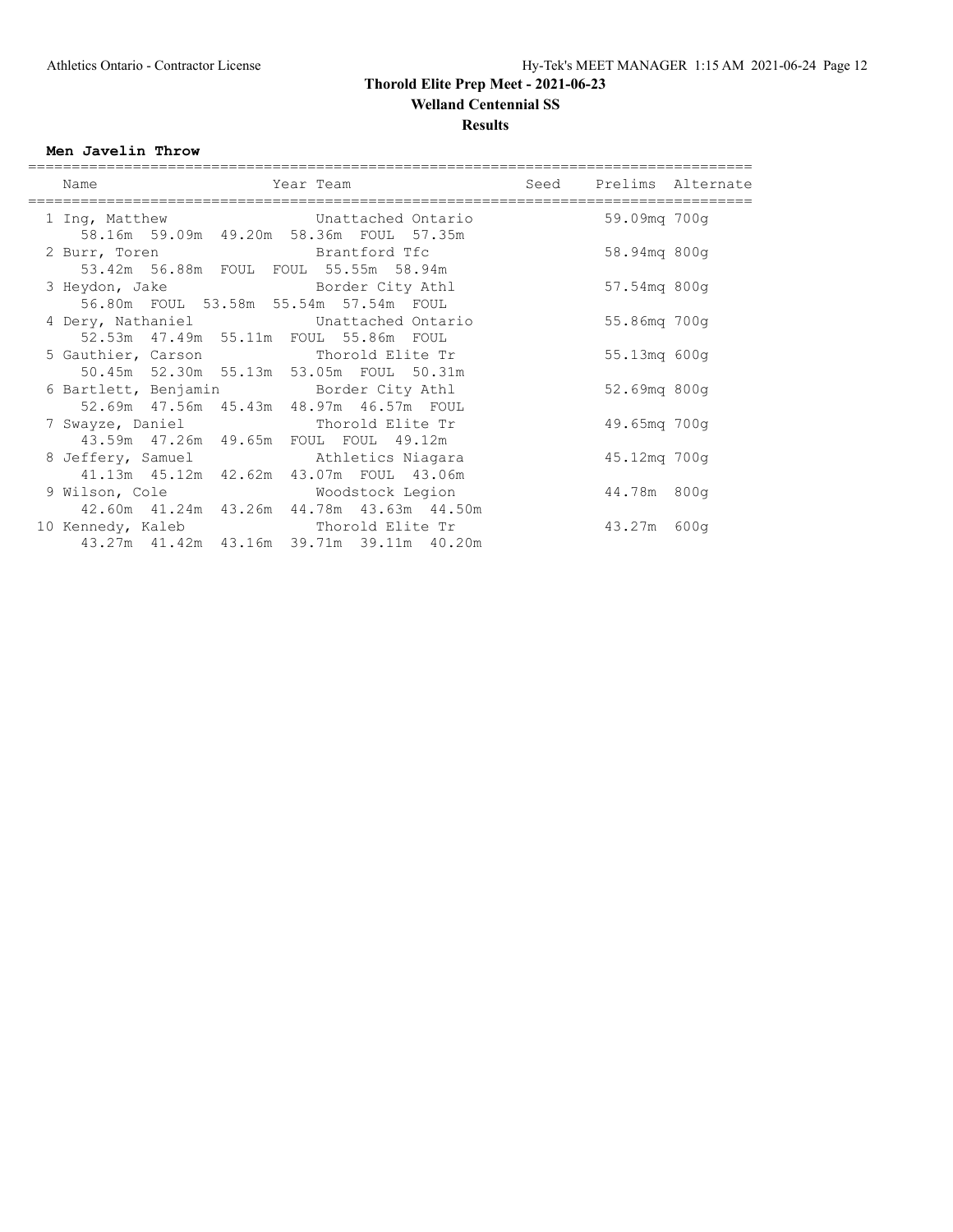# Thorold Elite Prep Meet - 2021-06-23

## Welland Centennial SS

### Results

**Men Javelin Throw**

| Name | Year Team | Seed | Prelims | Alternate |
|---|---|---|---|---|
| 1 Ing, Matthew | Unattached Ontario | | 59.09mq | 700g |
| 58.16m 59.09m 49.20m 58.36m FOUL 57.35m | | | | |
| 2 Burr, Toren | Brantford Tfc | | 58.94mq | 800g |
| 53.42m 56.88m FOUL FOUL 55.55m 58.94m | | | | |
| 3 Heydon, Jake | Border City Athl | | 57.54mq | 800g |
| 56.80m FOUL 53.58m 55.54m 57.54m FOUL | | | | |
| 4 Dery, Nathaniel | Unattached Ontario | | 55.86mq | 700g |
| 52.53m 47.49m 55.11m FOUL 55.86m FOUL | | | | |
| 5 Gauthier, Carson | Thorold Elite Tr | | 55.13mq | 600g |
| 50.45m 52.30m 55.13m 53.05m FOUL 50.31m | | | | |
| 6 Bartlett, Benjamin | Border City Athl | | 52.69mq | 800g |
| 52.69m 47.56m 45.43m 48.97m 46.57m FOUL | | | | |
| 7 Swayze, Daniel | Thorold Elite Tr | | 49.65mq | 700g |
| 43.59m 47.26m 49.65m FOUL FOUL 49.12m | | | | |
| 8 Jeffery, Samuel | Athletics Niagara | | 45.12mq | 700g |
| 41.13m 45.12m 42.62m 43.07m FOUL 43.06m | | | | |
| 9 Wilson, Cole | Woodstock Legion | | 44.78m | 800g |
| 42.60m 41.24m 43.26m 44.78m 43.63m 44.50m | | | | |
| 10 Kennedy, Kaleb | Thorold Elite Tr | | 43.27m | 600g |
| 43.27m 41.42m 43.16m 39.71m 39.11m 40.20m | | | | |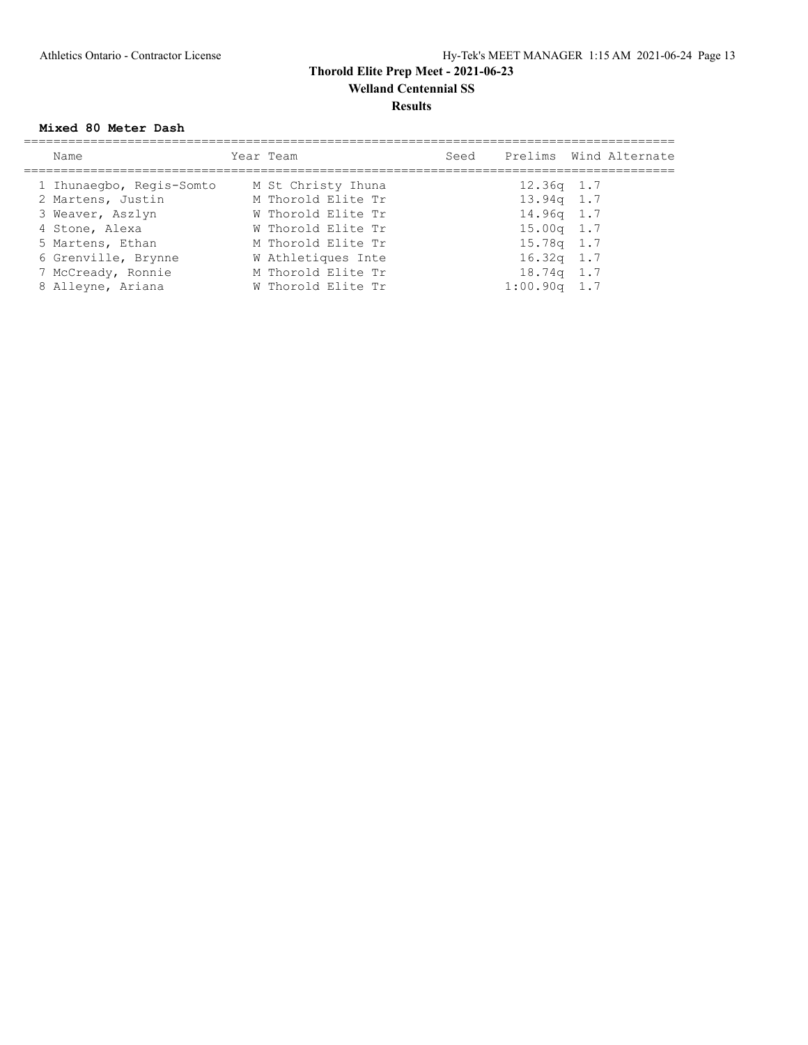# Thorold Elite Prep Meet - 2021-06-23

## Welland Centennial SS

### Results

**Mixed 80 Meter Dash**

| | Name | Year | Team | Seed | Prelims | Wind | Alternate |
|---|---|---|---|---|---|---|---|
| 1 | Ihunaegbo, Regis-Somto | M | St Christy Ihuna | | 12.36q | 1.7 | |
| 2 | Martens, Justin | M | Thorold Elite Tr | | 13.94q | 1.7 | |
| 3 | Weaver, Aszlyn | W | Thorold Elite Tr | | 14.96q | 1.7 | |
| 4 | Stone, Alexa | W | Thorold Elite Tr | | 15.00q | 1.7 | |
| 5 | Martens, Ethan | M | Thorold Elite Tr | | 15.78q | 1.7 | |
| 6 | Grenville, Brynne | W | Athletiques Inte | | 16.32q | 1.7 | |
| 7 | McCready, Ronnie | M | Thorold Elite Tr | | 18.74q | 1.7 | |
| 8 | Alleyne, Ariana | W | Thorold Elite Tr | | 1:00.90q | 1.7 | |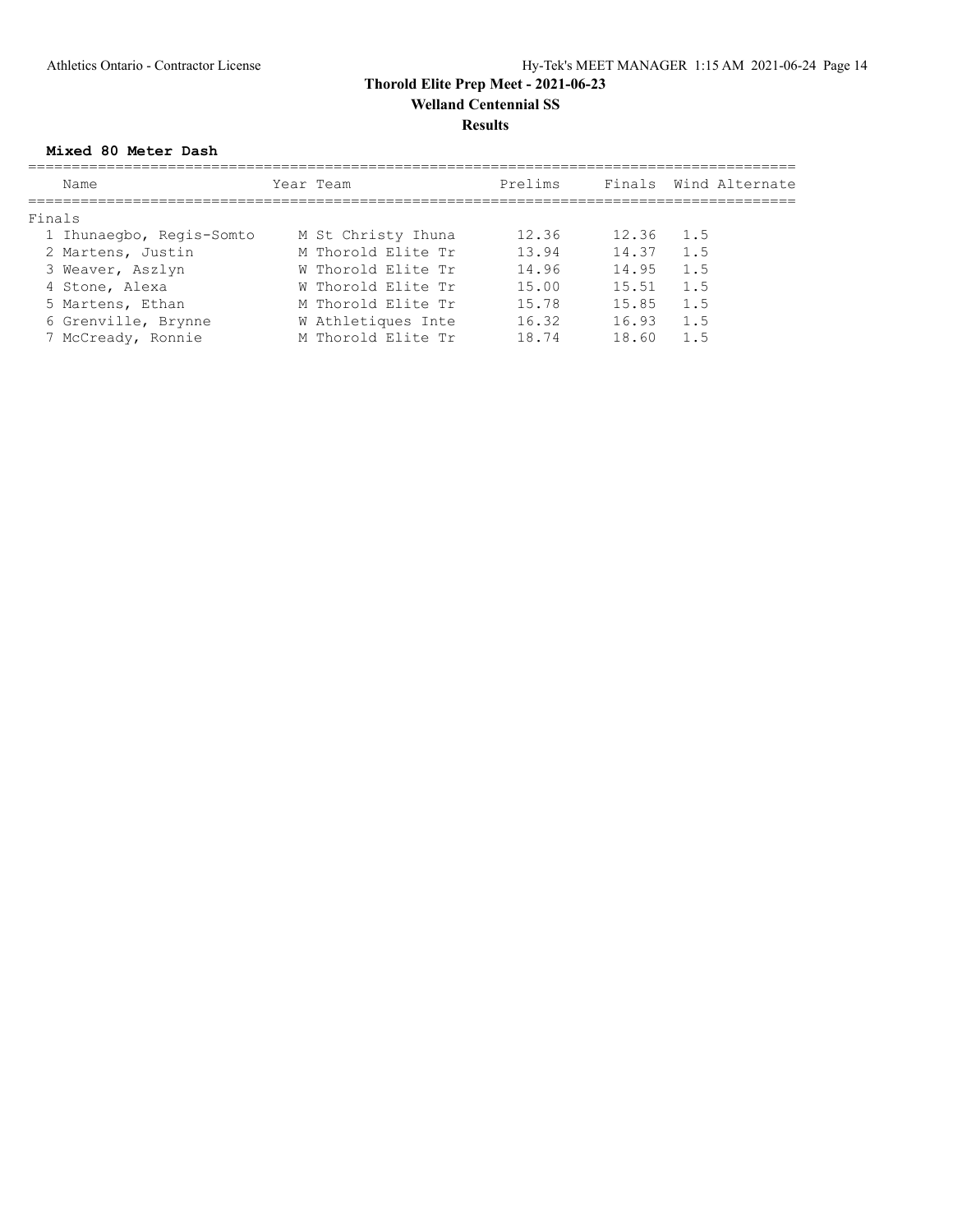# Thorold Elite Prep Meet - 2021-06-23

## Welland Centennial SS

### Results

**Mixed 80 Meter Dash**

| | Name | Year | Team | Prelims | Finals | Wind | Alternate |
|---|---|---|---|---|---|---|---|
| Finals | | | | | | | |
| 1 | Ihunaegbo, Regis-Somto | M | St Christy Ihuna | 12.36 | 12.36 | 1.5 | |
| 2 | Martens, Justin | M | Thorold Elite Tr | 13.94 | 14.37 | 1.5 | |
| 3 | Weaver, Aszlyn | W | Thorold Elite Tr | 14.96 | 14.95 | 1.5 | |
| 4 | Stone, Alexa | W | Thorold Elite Tr | 15.00 | 15.51 | 1.5 | |
| 5 | Martens, Ethan | M | Thorold Elite Tr | 15.78 | 15.85 | 1.5 | |
| 6 | Grenville, Brynne | W | Athletiques Inte | 16.32 | 16.93 | 1.5 | |
| 7 | McCready, Ronnie | M | Thorold Elite Tr | 18.74 | 18.60 | 1.5 | |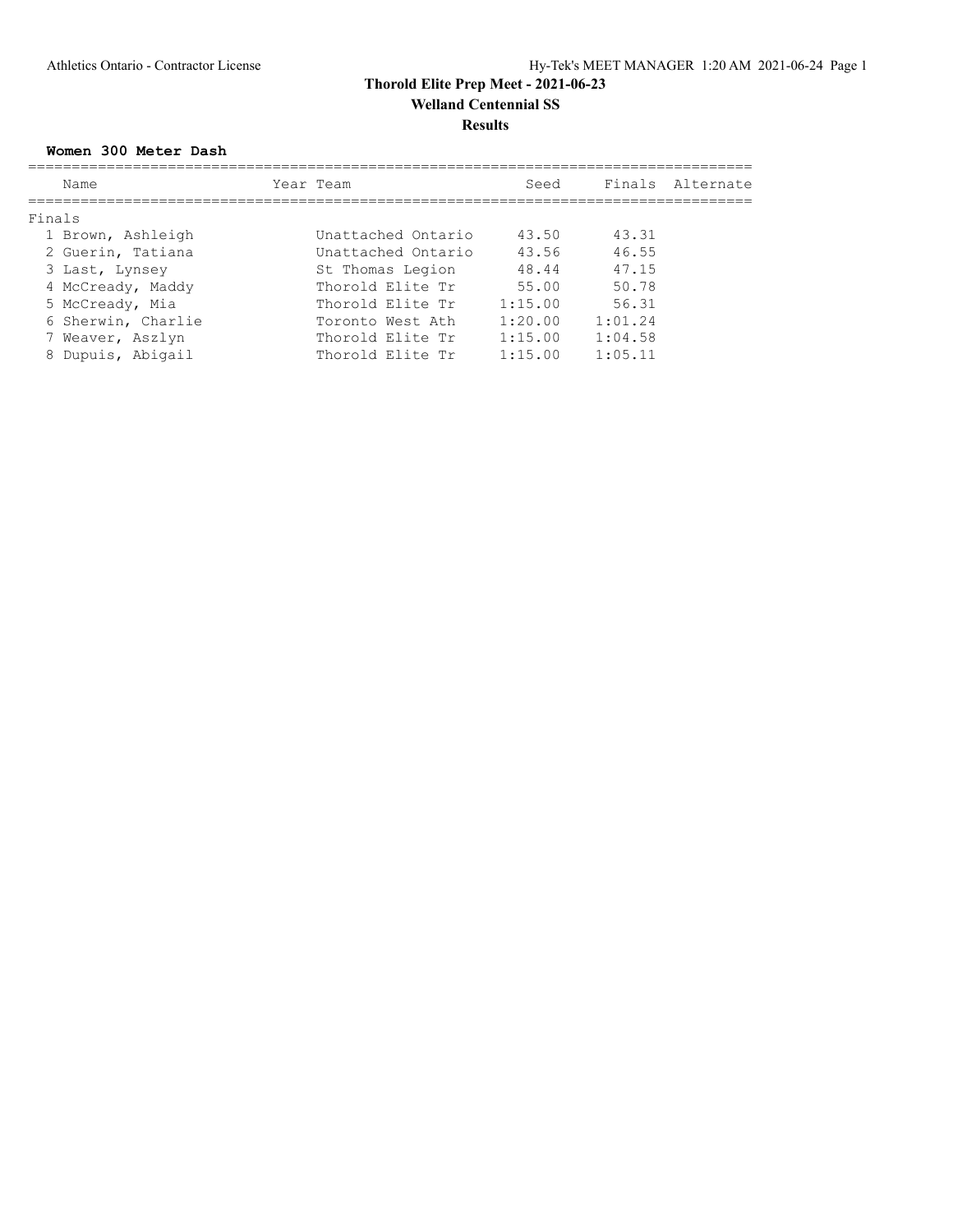# Thorold Elite Prep Meet - 2021-06-23

## Welland Centennial SS

## Results

### Women 300 Meter Dash

| | Name | Year | Team | Seed | Finals | Alternate |
|---|---|---|---|---|---|---|
| **Finals** | | | | | | |
| 1 | Brown, Ashleigh | | Unattached Ontario | 43.50 | 43.31 | |
| 2 | Guerin, Tatiana | | Unattached Ontario | 43.56 | 46.55 | |
| 3 | Last, Lynsey | | St Thomas Legion | 48.44 | 47.15 | |
| 4 | McCready, Maddy | | Thorold Elite Tr | 55.00 | 50.78 | |
| 5 | McCready, Mia | | Thorold Elite Tr | 1:15.00 | 56.31 | |
| 6 | Sherwin, Charlie | | Toronto West Ath | 1:20.00 | 1:01.24 | |
| 7 | Weaver, Aszlyn | | Thorold Elite Tr | 1:15.00 | 1:04.58 | |
| 8 | Dupuis, Abigail | | Thorold Elite Tr | 1:15.00 | 1:05.11 | |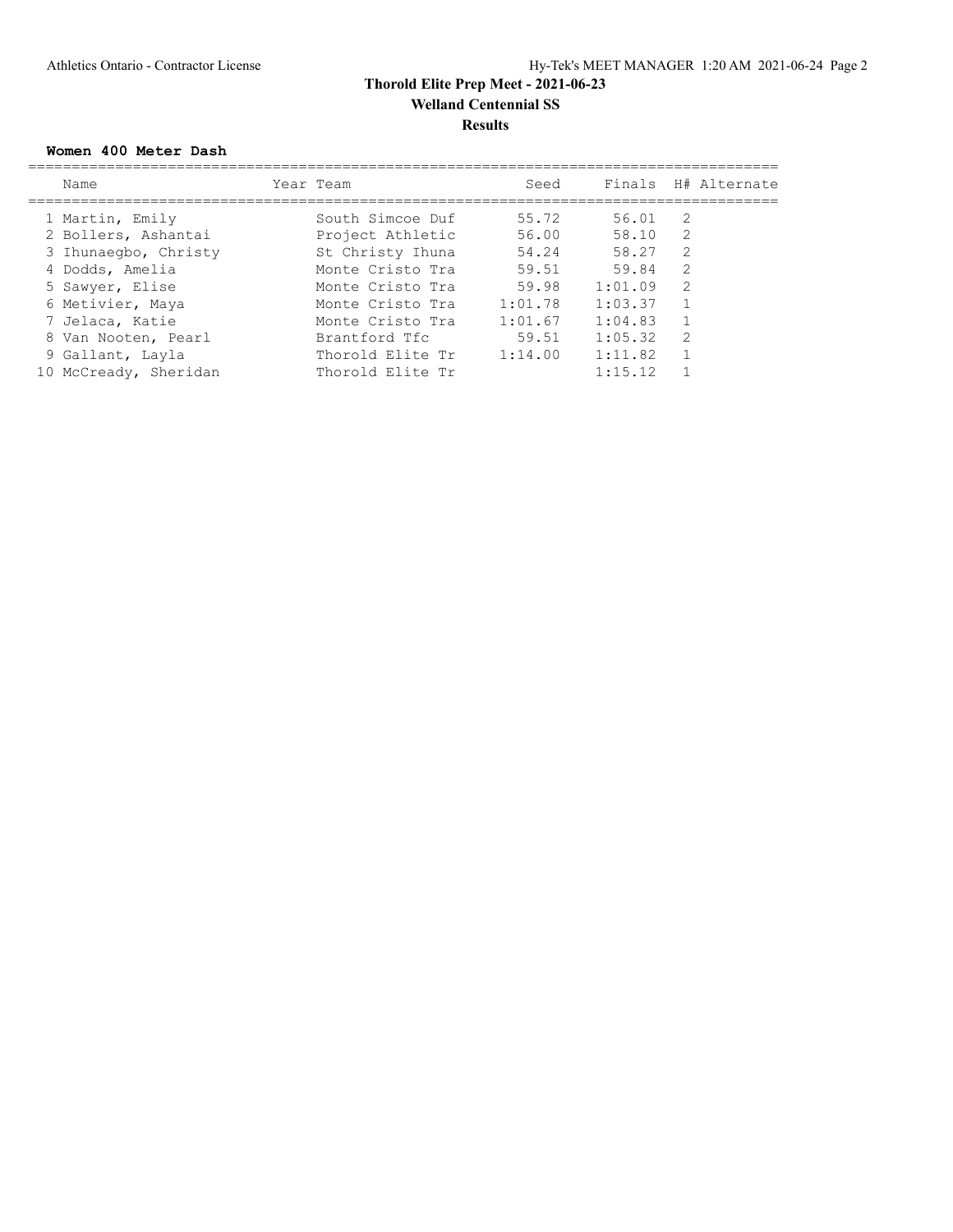# Thorold Elite Prep Meet - 2021-06-23

## Welland Centennial SS

### Results

**Women 400 Meter Dash**

| | Name | Year | Team | Seed | Finals | H# | Alternate |
|---|---|---|---|---|---|---|---|
| 1 | Martin, Emily | | South Simcoe Duf | 55.72 | 56.01 | 2 | |
| 2 | Bollers, Ashantai | | Project Athletic | 56.00 | 58.10 | 2 | |
| 3 | Ihunaegbo, Christy | | St Christy Ihuna | 54.24 | 58.27 | 2 | |
| 4 | Dodds, Amelia | | Monte Cristo Tra | 59.51 | 59.84 | 2 | |
| 5 | Sawyer, Elise | | Monte Cristo Tra | 59.98 | 1:01.09 | 2 | |
| 6 | Metivier, Maya | | Monte Cristo Tra | 1:01.78 | 1:03.37 | 1 | |
| 7 | Jelaca, Katie | | Monte Cristo Tra | 1:01.67 | 1:04.83 | 1 | |
| 8 | Van Nooten, Pearl | | Brantford Tfc | 59.51 | 1:05.32 | 2 | |
| 9 | Gallant, Layla | | Thorold Elite Tr | 1:14.00 | 1:11.82 | 1 | |
| 10 | McCready, Sheridan | | Thorold Elite Tr | | 1:15.12 | 1 | |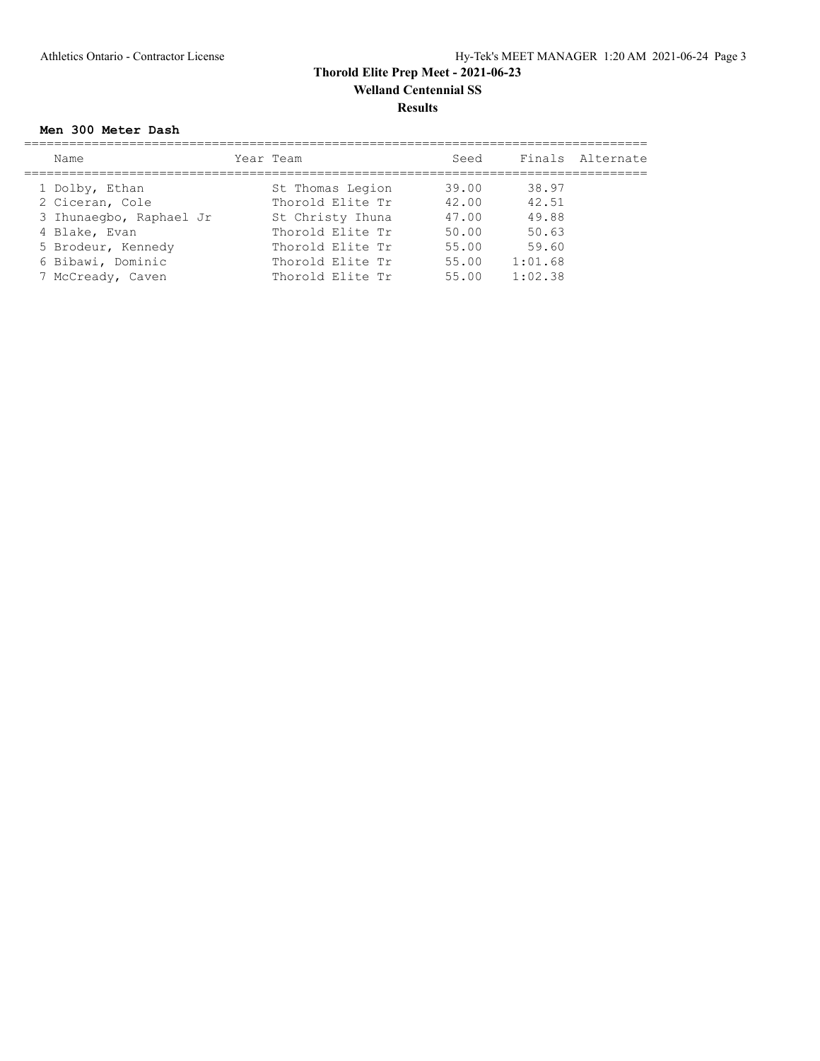# Thorold Elite Prep Meet - 2021-06-23

## Welland Centennial SS

## Results

### Men 300 Meter Dash

| | Name | Year | Team | Seed | Finals | Alternate |
|---|---|---|---|---|---|---|
| 1 | Dolby, Ethan | | St Thomas Legion | 39.00 | 38.97 | |
| 2 | Ciceran, Cole | | Thorold Elite Tr | 42.00 | 42.51 | |
| 3 | Ihunaegbo, Raphael Jr | | St Christy Ihuna | 47.00 | 49.88 | |
| 4 | Blake, Evan | | Thorold Elite Tr | 50.00 | 50.63 | |
| 5 | Brodeur, Kennedy | | Thorold Elite Tr | 55.00 | 59.60 | |
| 6 | Bibawi, Dominic | | Thorold Elite Tr | 55.00 | 1:01.68 | |
| 7 | McCready, Caven | | Thorold Elite Tr | 55.00 | 1:02.38 | |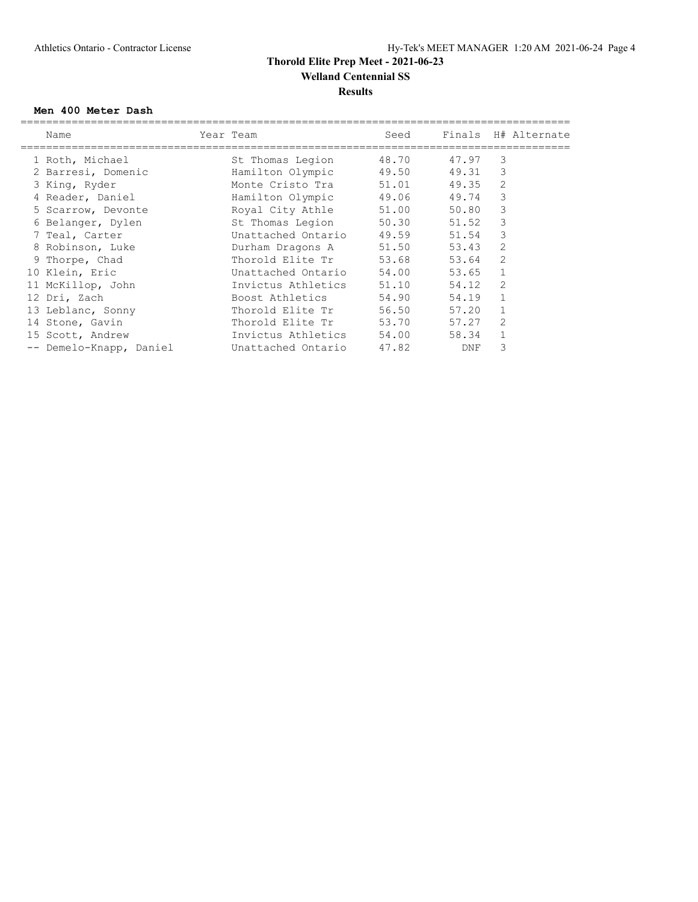# Thorold Elite Prep Meet - 2021-06-23

## Welland Centennial SS

### Results

**Men 400 Meter Dash**

| | Name | Year | Team | Seed | Finals | H# | Alternate |
|---|---|---|---|---|---|---|---|
| 1 | Roth, Michael | | St Thomas Legion | 48.70 | 47.97 | 3 | |
| 2 | Barresi, Domenic | | Hamilton Olympic | 49.50 | 49.31 | 3 | |
| 3 | King, Ryder | | Monte Cristo Tra | 51.01 | 49.35 | 2 | |
| 4 | Reader, Daniel | | Hamilton Olympic | 49.06 | 49.74 | 3 | |
| 5 | Scarrow, Devonte | | Royal City Athle | 51.00 | 50.80 | 3 | |
| 6 | Belanger, Dylen | | St Thomas Legion | 50.30 | 51.52 | 3 | |
| 7 | Teal, Carter | | Unattached Ontario | 49.59 | 51.54 | 3 | |
| 8 | Robinson, Luke | | Durham Dragons A | 51.50 | 53.43 | 2 | |
| 9 | Thorpe, Chad | | Thorold Elite Tr | 53.68 | 53.64 | 2 | |
| 10 | Klein, Eric | | Unattached Ontario | 54.00 | 53.65 | 1 | |
| 11 | McKillop, John | | Invictus Athletics | 51.10 | 54.12 | 2 | |
| 12 | Dri, Zach | | Boost Athletics | 54.90 | 54.19 | 1 | |
| 13 | Leblanc, Sonny | | Thorold Elite Tr | 56.50 | 57.20 | 1 | |
| 14 | Stone, Gavin | | Thorold Elite Tr | 53.70 | 57.27 | 2 | |
| 15 | Scott, Andrew | | Invictus Athletics | 54.00 | 58.34 | 1 | |
| -- | Demelo-Knapp, Daniel | | Unattached Ontario | 47.82 | DNF | 3 | |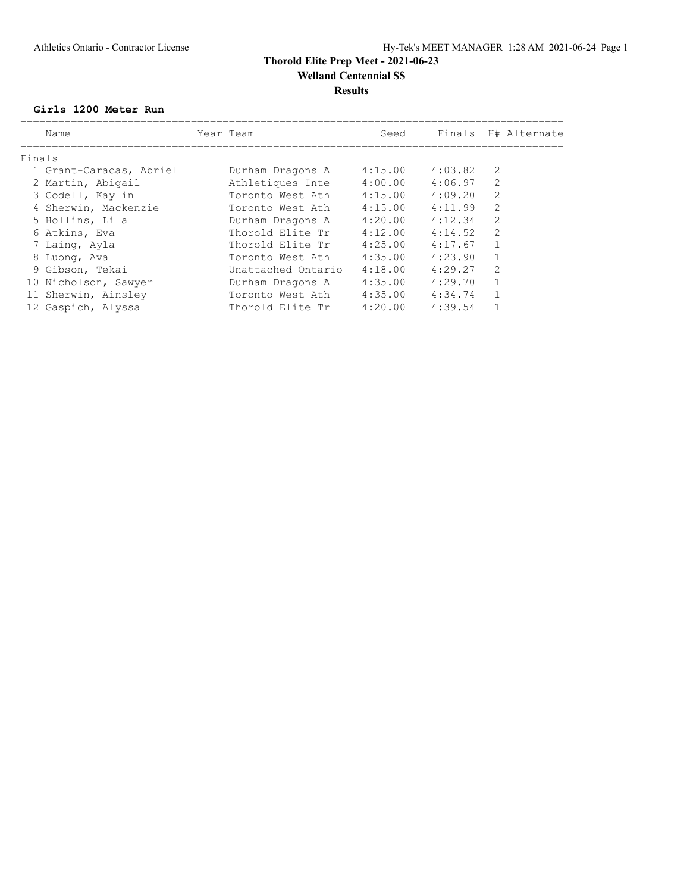# Thorold Elite Prep Meet - 2021-06-23

## Welland Centennial SS

### Results

**Girls 1200 Meter Run**

| | Name | Year | Team | Seed | Finals | H# | Alternate |
|---|---|---|---|---|---|---|---|
| **Finals** | | | | | | | |
| 1 | Grant-Caracas, Abriel | | Durham Dragons A | 4:15.00 | 4:03.82 | 2 | |
| 2 | Martin, Abigail | | Athletiques Inte | 4:00.00 | 4:06.97 | 2 | |
| 3 | Codell, Kaylin | | Toronto West Ath | 4:15.00 | 4:09.20 | 2 | |
| 4 | Sherwin, Mackenzie | | Toronto West Ath | 4:15.00 | 4:11.99 | 2 | |
| 5 | Hollins, Lila | | Durham Dragons A | 4:20.00 | 4:12.34 | 2 | |
| 6 | Atkins, Eva | | Thorold Elite Tr | 4:12.00 | 4:14.52 | 2 | |
| 7 | Laing, Ayla | | Thorold Elite Tr | 4:25.00 | 4:17.67 | 1 | |
| 8 | Luong, Ava | | Toronto West Ath | 4:35.00 | 4:23.90 | 1 | |
| 9 | Gibson, Tekai | | Unattached Ontario | 4:18.00 | 4:29.27 | 2 | |
| 10 | Nicholson, Sawyer | | Durham Dragons A | 4:35.00 | 4:29.70 | 1 | |
| 11 | Sherwin, Ainsley | | Toronto West Ath | 4:35.00 | 4:34.74 | 1 | |
| 12 | Gaspich, Alyssa | | Thorold Elite Tr | 4:20.00 | 4:39.54 | 1 | |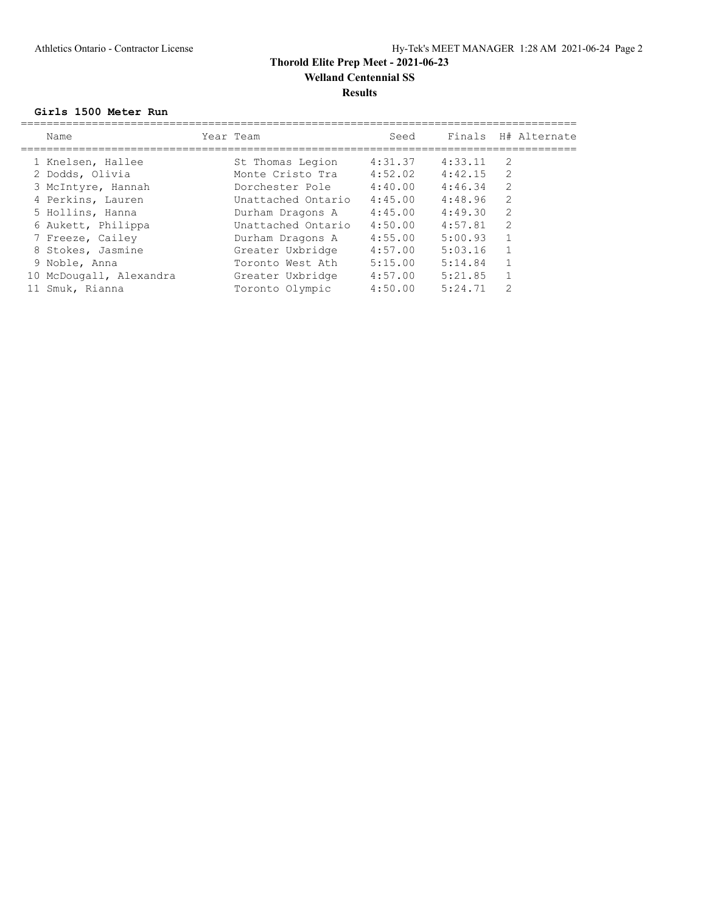# Thorold Elite Prep Meet - 2021-06-23

## Welland Centennial SS

### Results

**Girls 1500 Meter Run**

| | Name | Year | Team | Seed | Finals | H# | Alternate |
|---|---|---|---|---|---|---|---|
| 1 | Knelsen, Hallee | | St Thomas Legion | 4:31.37 | 4:33.11 | 2 | |
| 2 | Dodds, Olivia | | Monte Cristo Tra | 4:52.02 | 4:42.15 | 2 | |
| 3 | McIntyre, Hannah | | Dorchester Pole | 4:40.00 | 4:46.34 | 2 | |
| 4 | Perkins, Lauren | | Unattached Ontario | 4:45.00 | 4:48.96 | 2 | |
| 5 | Hollins, Hanna | | Durham Dragons A | 4:45.00 | 4:49.30 | 2 | |
| 6 | Aukett, Philippa | | Unattached Ontario | 4:50.00 | 4:57.81 | 2 | |
| 7 | Freeze, Cailey | | Durham Dragons A | 4:55.00 | 5:00.93 | 1 | |
| 8 | Stokes, Jasmine | | Greater Uxbridge | 4:57.00 | 5:03.16 | 1 | |
| 9 | Noble, Anna | | Toronto West Ath | 5:15.00 | 5:14.84 | 1 | |
| 10 | McDougall, Alexandra | | Greater Uxbridge | 4:57.00 | 5:21.85 | 1 | |
| 11 | Smuk, Rianna | | Toronto Olympic | 4:50.00 | 5:24.71 | 2 | |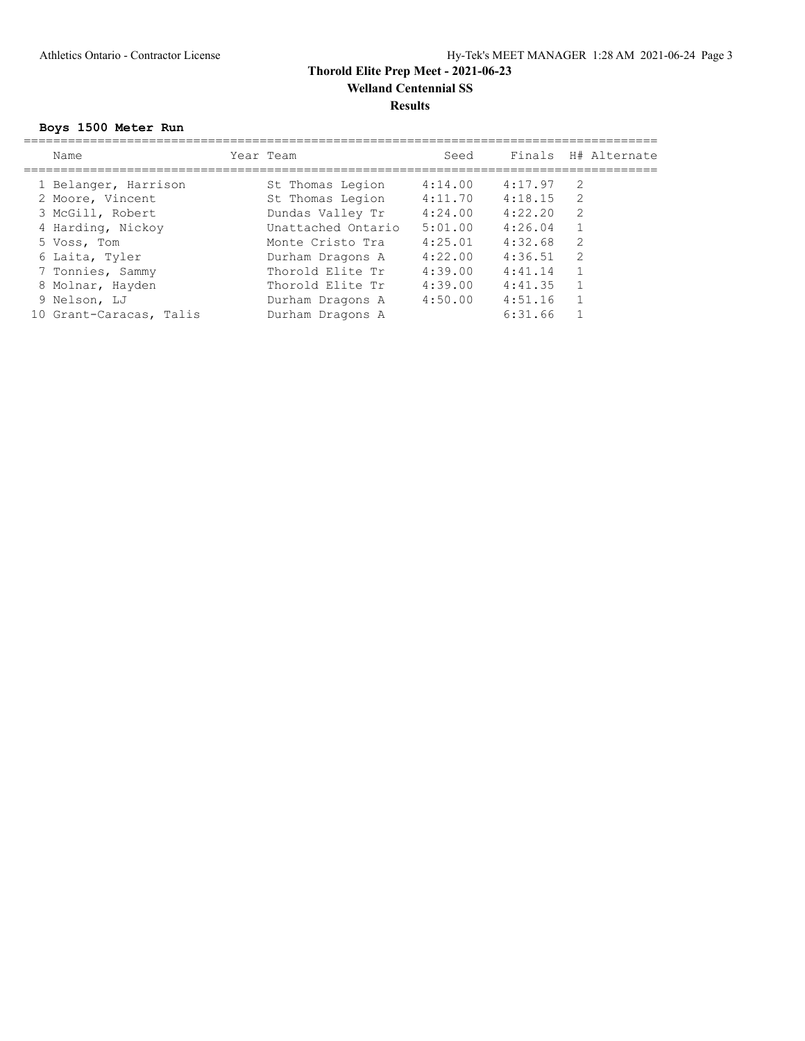# Thorold Elite Prep Meet - 2021-06-23

## Welland Centennial SS

### Results

**Boys 1500 Meter Run**

| | Name | Year | Team | Seed | Finals | H# | Alternate |
|---|---|---|---|---|---|---|---|
| 1 | Belanger, Harrison | | St Thomas Legion | 4:14.00 | 4:17.97 | 2 | |
| 2 | Moore, Vincent | | St Thomas Legion | 4:11.70 | 4:18.15 | 2 | |
| 3 | McGill, Robert | | Dundas Valley Tr | 4:24.00 | 4:22.20 | 2 | |
| 4 | Harding, Nickoy | | Unattached Ontario | 5:01.00 | 4:26.04 | 1 | |
| 5 | Voss, Tom | | Monte Cristo Tra | 4:25.01 | 4:32.68 | 2 | |
| 6 | Laita, Tyler | | Durham Dragons A | 4:22.00 | 4:36.51 | 2 | |
| 7 | Tonnies, Sammy | | Thorold Elite Tr | 4:39.00 | 4:41.14 | 1 | |
| 8 | Molnar, Hayden | | Thorold Elite Tr | 4:39.00 | 4:41.35 | 1 | |
| 9 | Nelson, LJ | | Durham Dragons A | 4:50.00 | 4:51.16 | 1 | |
| 10 | Grant-Caracas, Talis | | Durham Dragons A | | 6:31.66 | 1 | |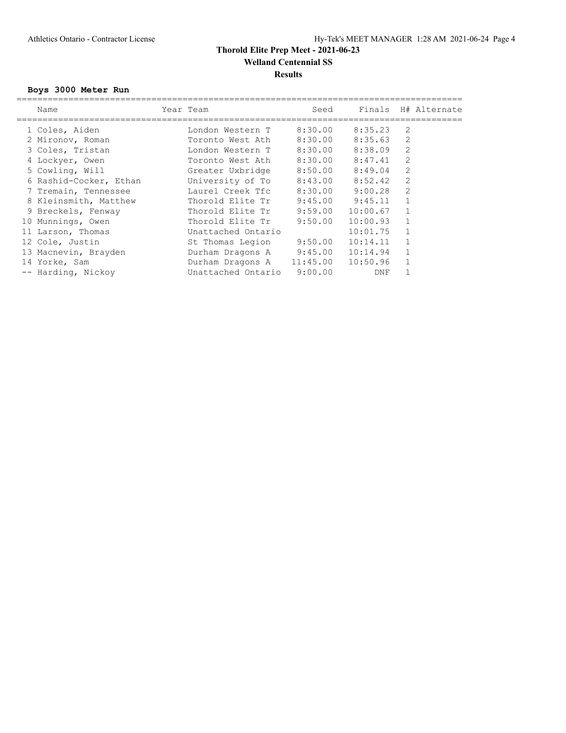# Thorold Elite Prep Meet - 2021-06-23

## Welland Centennial SS

### Results

**Boys 3000 Meter Run**

| | Name | Year | Team | Seed | Finals | H# | Alternate |
|---|---|---|---|---|---|---|---|
| 1 | Coles, Aiden | | London Western T | 8:30.00 | 8:35.23 | 2 | |
| 2 | Mironov, Roman | | Toronto West Ath | 8:30.00 | 8:35.63 | 2 | |
| 3 | Coles, Tristan | | London Western T | 8:30.00 | 8:38.09 | 2 | |
| 4 | Lockyer, Owen | | Toronto West Ath | 8:30.00 | 8:47.41 | 2 | |
| 5 | Cowling, Will | | Greater Uxbridge | 8:50.00 | 8:49.04 | 2 | |
| 6 | Rashid-Cocker, Ethan | | University of To | 8:43.00 | 8:52.42 | 2 | |
| 7 | Tremain, Tennessee | | Laurel Creek Tfc | 8:30.00 | 9:00.28 | 2 | |
| 8 | Kleinsmith, Matthew | | Thorold Elite Tr | 9:45.00 | 9:45.11 | 1 | |
| 9 | Breckels, Fenway | | Thorold Elite Tr | 9:59.00 | 10:00.67 | 1 | |
| 10 | Munnings, Owen | | Thorold Elite Tr | 9:50.00 | 10:00.93 | 1 | |
| 11 | Larson, Thomas | | Unattached Ontario | | 10:01.75 | 1 | |
| 12 | Cole, Justin | | St Thomas Legion | 9:50.00 | 10:14.11 | 1 | |
| 13 | Macnevin, Brayden | | Durham Dragons A | 9:45.00 | 10:14.94 | 1 | |
| 14 | Yorke, Sam | | Durham Dragons A | 11:45.00 | 10:50.96 | 1 | |
| -- | Harding, Nickoy | | Unattached Ontario | 9:00.00 | DNF | 1 | |